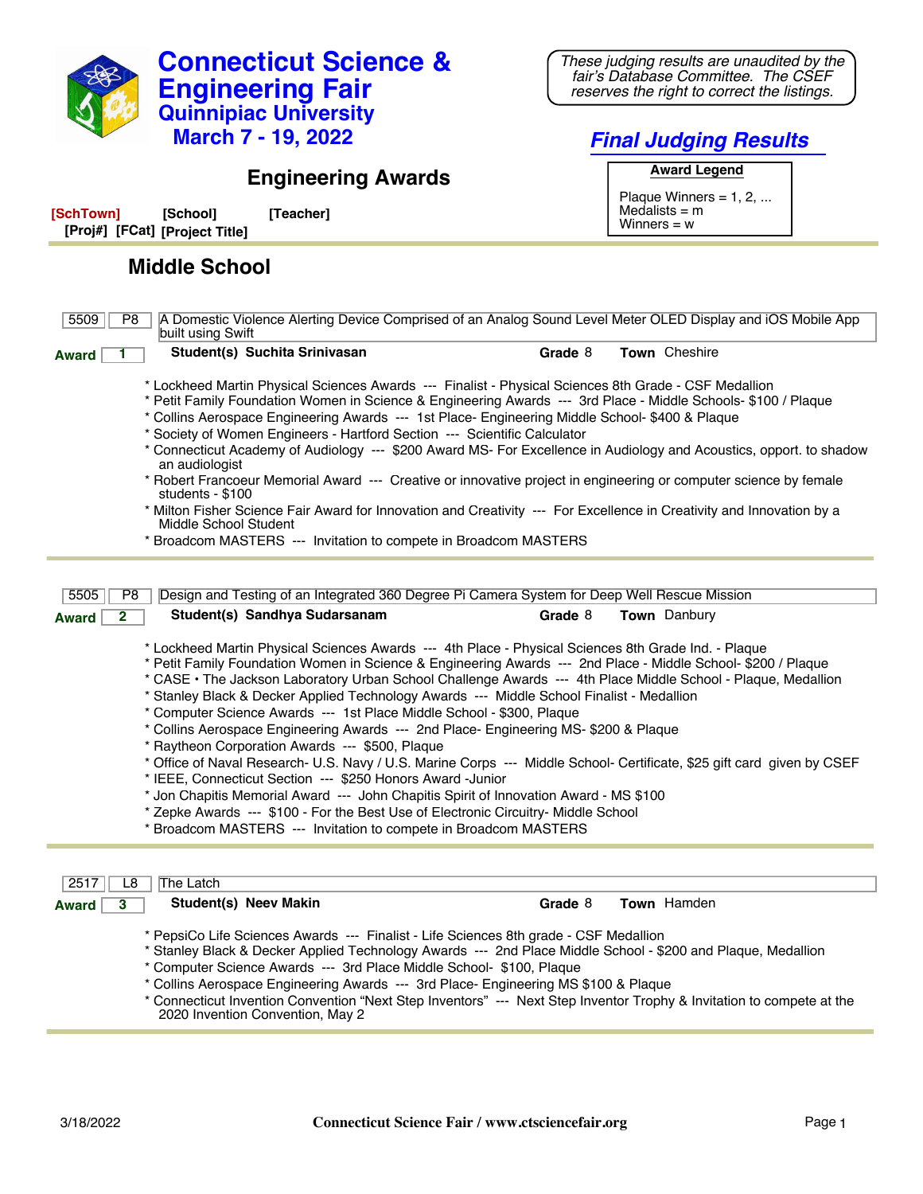# Connecticut Science & Engineering Fair

## Quinnipiac University

## March 7 - 19, 2022

*These judging results are unaudited by the fair's Database Committee. The CSEF reserves the right to correct the listings.*

## *Final Judging Results*

## Engineering Awards

**Award Legend**

Plaque Winners = 1, 2, ...
Medalists = m
Winners = w

**[SchTown]** **[School]** **[Teacher]**
**[Proj#]** **[FCat]** **[Project Title]**

## Middle School

---

**5509** | **P8** | A Domestic Violence Alerting Device Comprised of an Analog Sound Level Meter OLED Display and iOS Mobile App built using Swift

**Award 1** | **Student(s)** Suchita Srinivasan | **Grade** 8 | **Town** Cheshire

* Lockheed Martin Physical Sciences Awards --- Finalist - Physical Sciences 8th Grade - CSF Medallion
* Petit Family Foundation Women in Science & Engineering Awards --- 3rd Place - Middle Schools- $100 / Plaque
* Collins Aerospace Engineering Awards --- 1st Place- Engineering Middle School- $400 & Plaque
* Society of Women Engineers - Hartford Section --- Scientific Calculator
* Connecticut Academy of Audiology --- $200 Award MS- For Excellence in Audiology and Acoustics, opport. to shadow an audiologist
* Robert Francoeur Memorial Award --- Creative or innovative project in engineering or computer science by female students - $100
* Milton Fisher Science Fair Award for Innovation and Creativity --- For Excellence in Creativity and Innovation by a Middle School Student
* Broadcom MASTERS --- Invitation to compete in Broadcom MASTERS

---

**5505** | **P8** | Design and Testing of an Integrated 360 Degree Pi Camera System for Deep Well Rescue Mission

**Award 2** | **Student(s)** Sandhya Sudarsanam | **Grade** 8 | **Town** Danbury

* Lockheed Martin Physical Sciences Awards --- 4th Place - Physical Sciences 8th Grade Ind. - Plaque
* Petit Family Foundation Women in Science & Engineering Awards --- 2nd Place - Middle School- $200 / Plaque
* CASE • The Jackson Laboratory Urban School Challenge Awards --- 4th Place Middle School - Plaque, Medallion
* Stanley Black & Decker Applied Technology Awards --- Middle School Finalist - Medallion
* Computer Science Awards --- 1st Place Middle School - $300, Plaque
* Collins Aerospace Engineering Awards --- 2nd Place- Engineering MS- $200 & Plaque
* Raytheon Corporation Awards --- $500, Plaque
* Office of Naval Research- U.S. Navy / U.S. Marine Corps --- Middle School- Certificate, $25 gift card given by CSEF
* IEEE, Connecticut Section --- $250 Honors Award -Junior
* Jon Chapitis Memorial Award --- John Chapitis Spirit of Innovation Award - MS $100
* Zepke Awards --- $100 - For the Best Use of Electronic Circuitry- Middle School
* Broadcom MASTERS --- Invitation to compete in Broadcom MASTERS

---

**2517** | **L8** | The Latch

**Award 3** | **Student(s)** Neev Makin | **Grade** 8 | **Town** Hamden

* PepsiCo Life Sciences Awards --- Finalist - Life Sciences 8th grade - CSF Medallion
* Stanley Black & Decker Applied Technology Awards --- 2nd Place Middle School - $200 and Plaque, Medallion
* Computer Science Awards --- 3rd Place Middle School- $100, Plaque
* Collins Aerospace Engineering Awards --- 3rd Place- Engineering MS $100 & Plaque
* Connecticut Invention Convention "Next Step Inventors" --- Next Step Inventor Trophy & Invitation to compete at the 2020 Invention Convention, May 2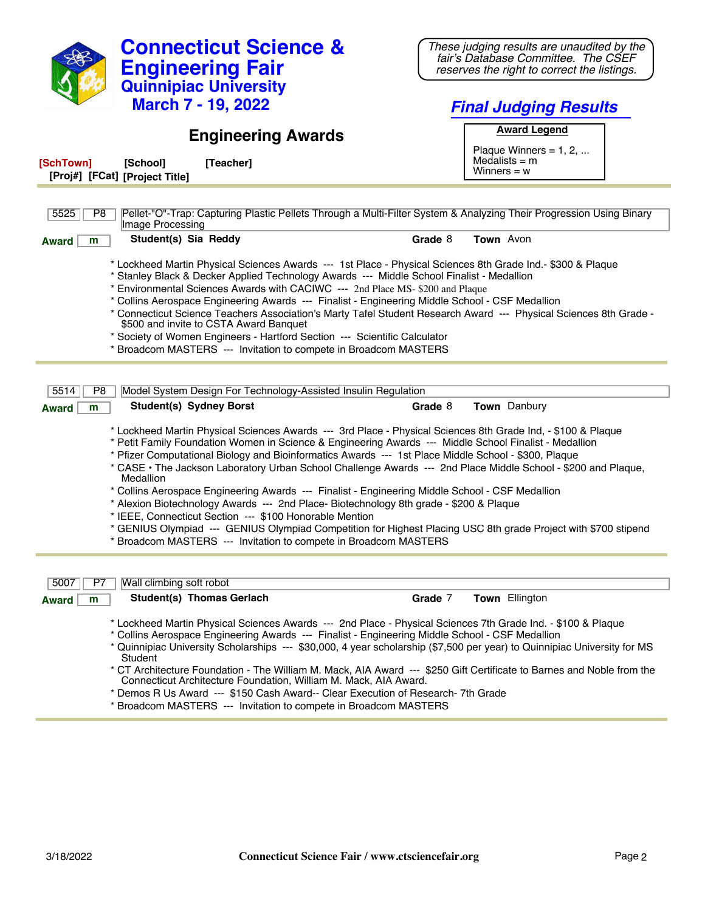# Connecticut Science & Engineering Fair

## Quinnipiac University

**March 7 - 19, 2022**

*These judging results are unaudited by the fair's Database Committee. The CSEF reserves the right to correct the listings.*

## *Final Judging Results*

## Engineering Awards

**Award Legend**

Plaque Winners = 1, 2, ...
Medalists = m
Winners = w

**[SchTown] [School] [Teacher]**
**[Proj#] [FCat] [Project Title]**

---

**5525** | **P8** | Pellet-"O"-Trap: Capturing Plastic Pellets Through a Multi-Filter System & Analyzing Their Progression Using Binary Image Processing

**Award** m | **Student(s)** Sia Reddy | **Grade** 8 | **Town** Avon

* Lockheed Martin Physical Sciences Awards --- 1st Place - Physical Sciences 8th Grade Ind.- $300 & Plaque
* Stanley Black & Decker Applied Technology Awards --- Middle School Finalist - Medallion
* Environmental Sciences Awards with CACIWC --- 2nd Place MS- $200 and Plaque
* Collins Aerospace Engineering Awards --- Finalist - Engineering Middle School - CSF Medallion
* Connecticut Science Teachers Association's Marty Tafel Student Research Award --- Physical Sciences 8th Grade - $500 and invite to CSTA Award Banquet
* Society of Women Engineers - Hartford Section --- Scientific Calculator
* Broadcom MASTERS --- Invitation to compete in Broadcom MASTERS

---

**5514** | **P8** | Model System Design For Technology-Assisted Insulin Regulation

**Award** m | **Student(s)** Sydney Borst | **Grade** 8 | **Town** Danbury

* Lockheed Martin Physical Sciences Awards --- 3rd Place - Physical Sciences 8th Grade Ind, - $100 & Plaque
* Petit Family Foundation Women in Science & Engineering Awards --- Middle School Finalist - Medallion
* Pfizer Computational Biology and Bioinformatics Awards --- 1st Place Middle School - $300, Plaque
* CASE • The Jackson Laboratory Urban School Challenge Awards --- 2nd Place Middle School - $200 and Plaque, Medallion
* Collins Aerospace Engineering Awards --- Finalist - Engineering Middle School - CSF Medallion
* Alexion Biotechnology Awards --- 2nd Place- Biotechnology 8th grade - $200 & Plaque
* IEEE, Connecticut Section --- $100 Honorable Mention
* GENIUS Olympiad --- GENIUS Olympiad Competition for Highest Placing USC 8th grade Project with $700 stipend
* Broadcom MASTERS --- Invitation to compete in Broadcom MASTERS

---

**5007** | **P7** | Wall climbing soft robot

**Award** m | **Student(s)** Thomas Gerlach | **Grade** 7 | **Town** Ellington

* Lockheed Martin Physical Sciences Awards --- 2nd Place - Physical Sciences 7th Grade Ind. - $100 & Plaque
* Collins Aerospace Engineering Awards --- Finalist - Engineering Middle School - CSF Medallion
* Quinnipiac University Scholarships --- $30,000, 4 year scholarship ($7,500 per year) to Quinnipiac University for MS Student
* CT Architecture Foundation - The William M. Mack, AIA Award --- $250 Gift Certificate to Barnes and Noble from the Connecticut Architecture Foundation, William M. Mack, AIA Award.
* Demos R Us Award --- $150 Cash Award-- Clear Execution of Research- 7th Grade
* Broadcom MASTERS --- Invitation to compete in Broadcom MASTERS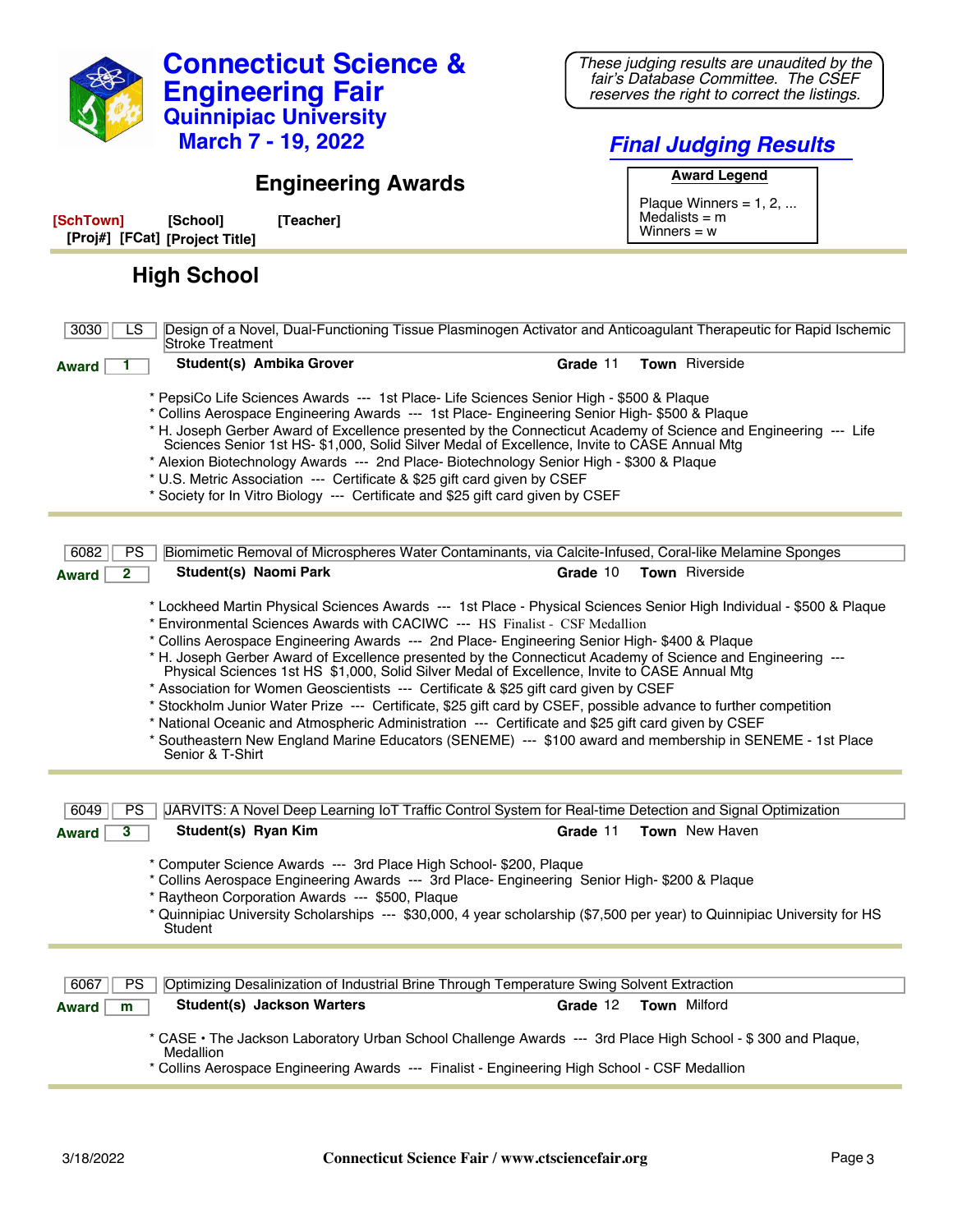# Connecticut Science & Engineering Fair
## Quinnipiac University
## March 7 - 19, 2022

*These judging results are unaudited by the fair's Database Committee. The CSEF reserves the right to correct the listings.*

## *Final Judging Results*

## Engineering Awards

**Award Legend**

Plaque Winners = 1, 2, ...
Medalists = m
Winners = w

**[SchTown] [School] [Teacher]**
**[Proj#] [FCat] [Project Title]**

### High School

---

**3030** | **LS** | Design of a Novel, Dual-Functioning Tissue Plasminogen Activator and Anticoagulant Therapeutic for Rapid Ischemic Stroke Treatment

**Award** 1 — **Student(s)** **Ambika Grover** — **Grade** 11 — **Town** Riverside

* PepsiCo Life Sciences Awards --- 1st Place- Life Sciences Senior High - $500 & Plaque
* Collins Aerospace Engineering Awards --- 1st Place- Engineering Senior High- $500 & Plaque
* H. Joseph Gerber Award of Excellence presented by the Connecticut Academy of Science and Engineering --- Life Sciences Senior 1st HS- $1,000, Solid Silver Medal of Excellence, Invite to CASE Annual Mtg
* Alexion Biotechnology Awards --- 2nd Place- Biotechnology Senior High - $300 & Plaque
* U.S. Metric Association --- Certificate & $25 gift card given by CSEF
* Society for In Vitro Biology --- Certificate and $25 gift card given by CSEF

---

**6082** | **PS** | Biomimetic Removal of Microspheres Water Contaminants, via Calcite-Infused, Coral-like Melamine Sponges

**Award** 2 — **Student(s)** **Naomi Park** — **Grade** 10 — **Town** Riverside

* Lockheed Martin Physical Sciences Awards --- 1st Place - Physical Sciences Senior High Individual - $500 & Plaque
* Environmental Sciences Awards with CACIWC --- HS Finalist - CSF Medallion
* Collins Aerospace Engineering Awards --- 2nd Place- Engineering Senior High- $400 & Plaque
* H. Joseph Gerber Award of Excellence presented by the Connecticut Academy of Science and Engineering --- Physical Sciences 1st HS $1,000, Solid Silver Medal of Excellence, Invite to CASE Annual Mtg
* Association for Women Geoscientists --- Certificate & $25 gift card given by CSEF
* Stockholm Junior Water Prize --- Certificate, $25 gift card by CSEF, possible advance to further competition
* National Oceanic and Atmospheric Administration --- Certificate and $25 gift card given by CSEF
* Southeastern New England Marine Educators (SENEME) --- $100 award and membership in SENEME - 1st Place Senior & T-Shirt

---

**6049** | **PS** | JARVITS: A Novel Deep Learning IoT Traffic Control System for Real-time Detection and Signal Optimization

**Award** 3 — **Student(s)** **Ryan Kim** — **Grade** 11 — **Town** New Haven

* Computer Science Awards --- 3rd Place High School- $200, Plaque
* Collins Aerospace Engineering Awards --- 3rd Place- Engineering Senior High- $200 & Plaque
* Raytheon Corporation Awards --- $500, Plaque
* Quinnipiac University Scholarships --- $30,000, 4 year scholarship ($7,500 per year) to Quinnipiac University for HS Student

---

**6067** | **PS** | Optimizing Desalinization of Industrial Brine Through Temperature Swing Solvent Extraction

**Award** m — **Student(s)** **Jackson Warters** — **Grade** 12 — **Town** Milford

* CASE • The Jackson Laboratory Urban School Challenge Awards --- 3rd Place High School - $ 300 and Plaque, Medallion
* Collins Aerospace Engineering Awards --- Finalist - Engineering High School - CSF Medallion

---

3/18/2022 — Connecticut Science Fair / www.ctsciencefair.org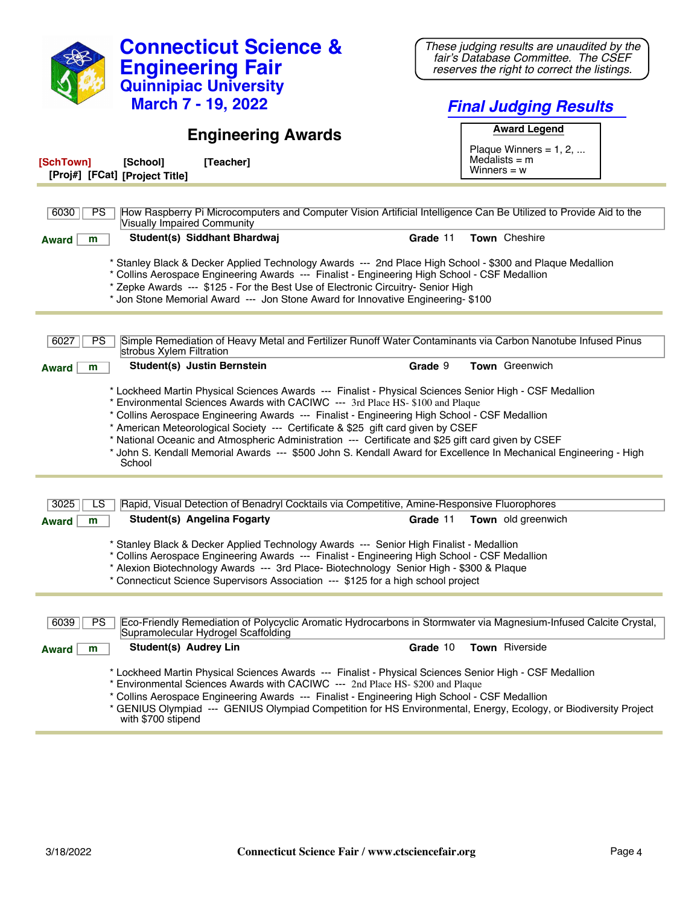# Connecticut Science & Engineering Fair

## Quinnipiac University

### March 7 - 19, 2022

*These judging results are unaudited by the fair's Database Committee. The CSEF reserves the right to correct the listings.*

## *Final Judging Results*

## Engineering Awards

**Award Legend**

Plaque Winners = 1, 2, ...
Medalists = m
Winners = w

**[SchTown]** **[School]** **[Teacher]**
**[Proj#]** **[FCat]** **[Project Title]**

---

**6030** | **PS** | How Raspberry Pi Microcomputers and Computer Vision Artificial Intelligence Can Be Utilized to Provide Aid to the Visually Impaired Community

**Award** m | **Student(s)** Siddhant Bhardwaj | **Grade** 11 | **Town** Cheshire

* Stanley Black & Decker Applied Technology Awards --- 2nd Place High School - $300 and Plaque Medallion
* Collins Aerospace Engineering Awards --- Finalist - Engineering High School - CSF Medallion
* Zepke Awards --- $125 - For the Best Use of Electronic Circuitry- Senior High
* Jon Stone Memorial Award --- Jon Stone Award for Innovative Engineering- $100

---

**6027** | **PS** | Simple Remediation of Heavy Metal and Fertilizer Runoff Water Contaminants via Carbon Nanotube Infused Pinus strobus Xylem Filtration

**Award** m | **Student(s)** Justin Bernstein | **Grade** 9 | **Town** Greenwich

* Lockheed Martin Physical Sciences Awards --- Finalist - Physical Sciences Senior High - CSF Medallion
* Environmental Sciences Awards with CACIWC --- 3rd Place HS- $100 and Plaque
* Collins Aerospace Engineering Awards --- Finalist - Engineering High School - CSF Medallion
* American Meteorological Society --- Certificate & $25 gift card given by CSEF
* National Oceanic and Atmospheric Administration --- Certificate and $25 gift card given by CSEF
* John S. Kendall Memorial Awards --- $500 John S. Kendall Award for Excellence In Mechanical Engineering - High School

---

**3025** | **LS** | Rapid, Visual Detection of Benadryl Cocktails via Competitive, Amine-Responsive Fluorophores

**Award** m | **Student(s)** Angelina Fogarty | **Grade** 11 | **Town** old greenwich

* Stanley Black & Decker Applied Technology Awards --- Senior High Finalist - Medallion
* Collins Aerospace Engineering Awards --- Finalist - Engineering High School - CSF Medallion
* Alexion Biotechnology Awards --- 3rd Place- Biotechnology Senior High - $300 & Plaque
* Connecticut Science Supervisors Association --- $125 for a high school project

---

**6039** | **PS** | Eco-Friendly Remediation of Polycyclic Aromatic Hydrocarbons in Stormwater via Magnesium-Infused Calcite Crystal, Supramolecular Hydrogel Scaffolding

**Award** m | **Student(s)** Audrey Lin | **Grade** 10 | **Town** Riverside

* Lockheed Martin Physical Sciences Awards --- Finalist - Physical Sciences Senior High - CSF Medallion
* Environmental Sciences Awards with CACIWC --- 2nd Place HS- $200 and Plaque
* Collins Aerospace Engineering Awards --- Finalist - Engineering High School - CSF Medallion
* GENIUS Olympiad --- GENIUS Olympiad Competition for HS Environmental, Energy, Ecology, or Biodiversity Project with $700 stipend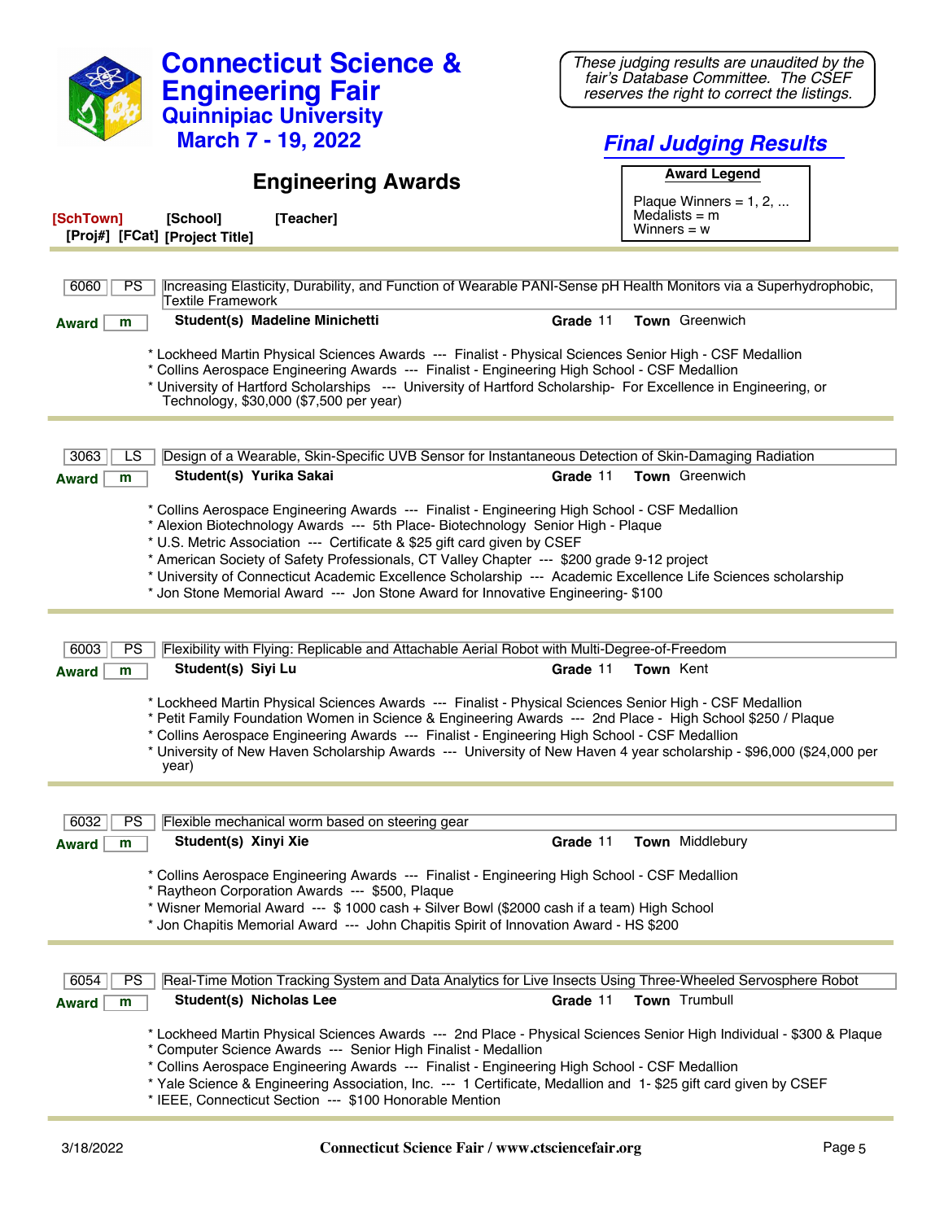# Connecticut Science & Engineering Fair
## Quinnipiac University
### March 7 - 19, 2022

*These judging results are unaudited by the fair's Database Committee. The CSEF reserves the right to correct the listings.*

## *Final Judging Results*

## Engineering Awards

**Award Legend**

Plaque Winners = 1, 2, ...
Medalists = m
Winners = w

**[SchTown] [School] [Teacher]**
**[Proj#] [FCat] [Project Title]**

---

**6060** | **PS** | Increasing Elasticity, Durability, and Function of Wearable PANI-Sense pH Health Monitors via a Superhydrophobic, Textile Framework

**Award** m — **Student(s)** Madeline Minichetti — **Grade** 11 — **Town** Greenwich

* Lockheed Martin Physical Sciences Awards --- Finalist - Physical Sciences Senior High - CSF Medallion
* Collins Aerospace Engineering Awards --- Finalist - Engineering High School - CSF Medallion
* University of Hartford Scholarships --- University of Hartford Scholarship- For Excellence in Engineering, or Technology, $30,000 ($7,500 per year)

---

**3063** | **LS** | Design of a Wearable, Skin-Specific UVB Sensor for Instantaneous Detection of Skin-Damaging Radiation

**Award** m — **Student(s)** Yurika Sakai — **Grade** 11 — **Town** Greenwich

* Collins Aerospace Engineering Awards --- Finalist - Engineering High School - CSF Medallion
* Alexion Biotechnology Awards --- 5th Place- Biotechnology Senior High - Plaque
* U.S. Metric Association --- Certificate & $25 gift card given by CSEF
* American Society of Safety Professionals, CT Valley Chapter --- $200 grade 9-12 project
* University of Connecticut Academic Excellence Scholarship --- Academic Excellence Life Sciences scholarship
* Jon Stone Memorial Award --- Jon Stone Award for Innovative Engineering- $100

---

**6003** | **PS** | Flexibility with Flying: Replicable and Attachable Aerial Robot with Multi-Degree-of-Freedom

**Award** m — **Student(s)** Siyi Lu — **Grade** 11 — **Town** Kent

* Lockheed Martin Physical Sciences Awards --- Finalist - Physical Sciences Senior High - CSF Medallion
* Petit Family Foundation Women in Science & Engineering Awards --- 2nd Place - High School $250 / Plaque
* Collins Aerospace Engineering Awards --- Finalist - Engineering High School - CSF Medallion
* University of New Haven Scholarship Awards --- University of New Haven 4 year scholarship - $96,000 ($24,000 per year)

---

**6032** | **PS** | Flexible mechanical worm based on steering gear

**Award** m — **Student(s)** Xinyi Xie — **Grade** 11 — **Town** Middlebury

* Collins Aerospace Engineering Awards --- Finalist - Engineering High School - CSF Medallion
* Raytheon Corporation Awards --- $500, Plaque
* Wisner Memorial Award --- $ 1000 cash + Silver Bowl ($2000 cash if a team) High School
* Jon Chapitis Memorial Award --- John Chapitis Spirit of Innovation Award - HS $200

---

**6054** | **PS** | Real-Time Motion Tracking System and Data Analytics for Live Insects Using Three-Wheeled Servosphere Robot

**Award** m — **Student(s)** Nicholas Lee — **Grade** 11 — **Town** Trumbull

* Lockheed Martin Physical Sciences Awards --- 2nd Place - Physical Sciences Senior High Individual - $300 & Plaque
* Computer Science Awards --- Senior High Finalist - Medallion
* Collins Aerospace Engineering Awards --- Finalist - Engineering High School - CSF Medallion
* Yale Science & Engineering Association, Inc. --- 1 Certificate, Medallion and 1- $25 gift card given by CSEF
* IEEE, Connecticut Section --- $100 Honorable Mention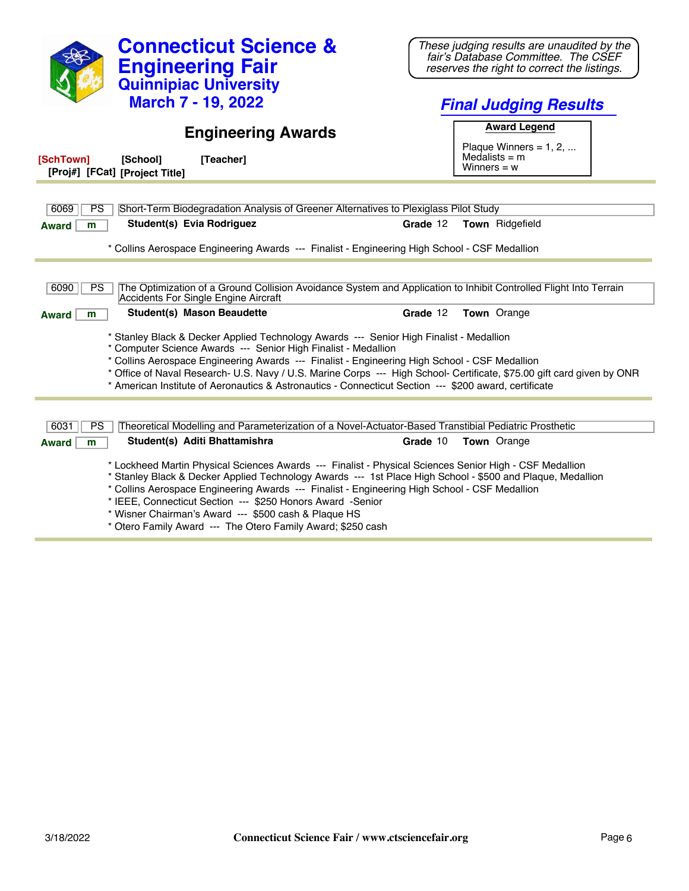# Connecticut Science & Engineering Fair

## Quinnipiac University

**March 7 - 19, 2022**

*These judging results are unaudited by the fair's Database Committee. The CSEF reserves the right to correct the listings.*

***Final Judging Results***

## Engineering Awards

**Award Legend**

Plaque Winners = 1, 2, ...
Medalists = m
Winners = w

**[SchTown] [School] [Teacher]**
**[Proj#] [FCat] [Project Title]**

---

**6069** | **PS** | Short-Term Biodegradation Analysis of Greener Alternatives to Plexiglass Pilot Study

**Award** m — **Student(s)** **Evia Rodriguez** — **Grade** 12 — **Town** Ridgefield

* Collins Aerospace Engineering Awards --- Finalist - Engineering High School - CSF Medallion

---

**6090** | **PS** | The Optimization of a Ground Collision Avoidance System and Application to Inhibit Controlled Flight Into Terrain Accidents For Single Engine Aircraft

**Award** m — **Student(s)** **Mason Beaudette** — **Grade** 12 — **Town** Orange

* Stanley Black & Decker Applied Technology Awards --- Senior High Finalist - Medallion
* Computer Science Awards --- Senior High Finalist - Medallion
* Collins Aerospace Engineering Awards --- Finalist - Engineering High School - CSF Medallion
* Office of Naval Research- U.S. Navy / U.S. Marine Corps --- High School- Certificate, $75.00 gift card given by ONR
* American Institute of Aeronautics & Astronautics - Connecticut Section --- $200 award, certificate

---

**6031** | **PS** | Theoretical Modelling and Parameterization of a Novel-Actuator-Based Transtibial Pediatric Prosthetic

**Award** m — **Student(s)** **Aditi Bhattamishra** — **Grade** 10 — **Town** Orange

* Lockheed Martin Physical Sciences Awards --- Finalist - Physical Sciences Senior High - CSF Medallion
* Stanley Black & Decker Applied Technology Awards --- 1st Place High School - $500 and Plaque, Medallion
* Collins Aerospace Engineering Awards --- Finalist - Engineering High School - CSF Medallion
* IEEE, Connecticut Section --- $250 Honors Award -Senior
* Wisner Chairman's Award --- $500 cash & Plaque HS
* Otero Family Award --- The Otero Family Award; $250 cash